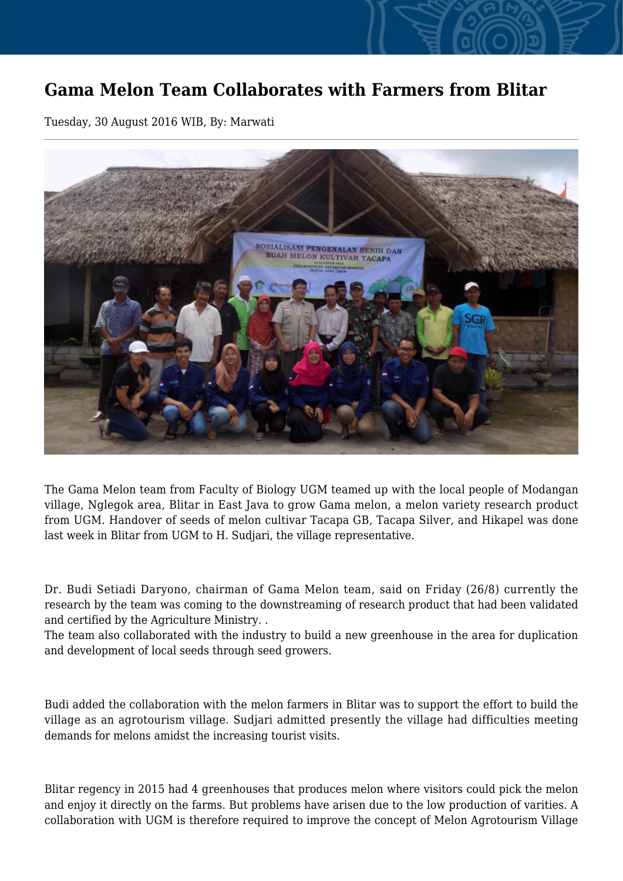# Gama Melon Team Collaborates with Farmers from Blitar

Tuesday, 30 August 2016 WIB, By: Marwati

The Gama Melon team from Faculty of Biology UGM teamed up with the local people of Modangan village, Nglegok area, Blitar in East Java to grow Gama melon, a melon variety research product from UGM. Handover of seeds of melon cultivar Tacapa GB, Tacapa Silver, and Hikapel was done last week in Blitar from UGM to H. Sudjari, the village representative.

Dr. Budi Setiadi Daryono, chairman of Gama Melon team, said on Friday (26/8) currently the research by the team was coming to the downstreaming of research product that had been validated and certified by the Agriculture Ministry. .
The team also collaborated with the industry to build a new greenhouse in the area for duplication and development of local seeds through seed growers.

Budi added the collaboration with the melon farmers in Blitar was to support the effort to build the village as an agrotourism village. Sudjari admitted presently the village had difficulties meeting demands for melons amidst the increasing tourist visits.

Blitar regency in 2015 had 4 greenhouses that produces melon where visitors could pick the melon and enjoy it directly on the farms. But problems have arisen due to the low production of varities. A collaboration with UGM is therefore required to improve the concept of Melon Agrotourism Village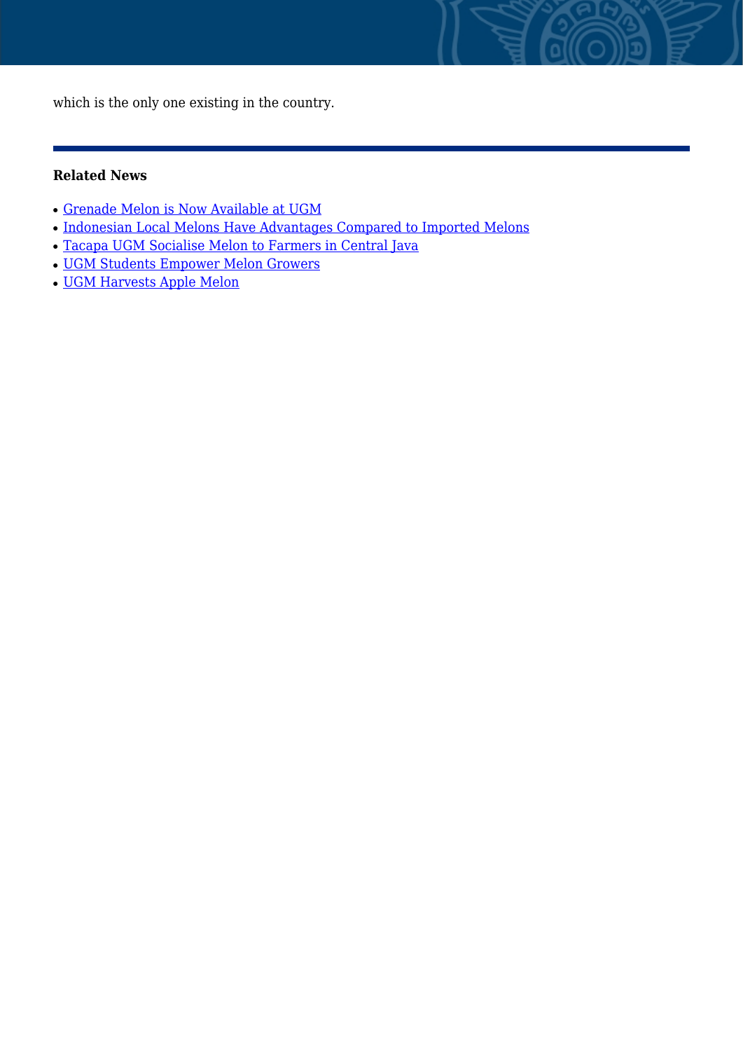which is the only one existing in the country.

---

**Related News**

- Grenade Melon is Now Available at UGM
- Indonesian Local Melons Have Advantages Compared to Imported Melons
- Tacapa UGM Socialise Melon to Farmers in Central Java
- UGM Students Empower Melon Growers
- UGM Harvests Apple Melon